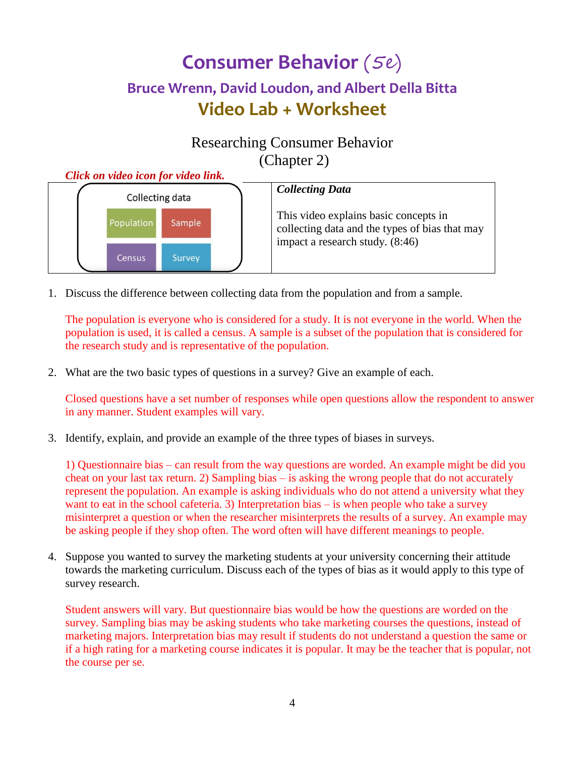# Consumer Behavior (5e)

## Bruce Wrenn, David Loudon, and Albert Della Bitta

## Video Lab + Worksheet

### Researching Consumer Behavior (Chapter 2)

***Click on video icon for video link.***

| Collecting data: Population, Sample, Census, Survey | ***Collecting Data***<br><br>This video explains basic concepts in collecting data and the types of bias that may impact a research study. (8:46) |
|---|---|

1. Discuss the difference between collecting data from the population and from a sample.

   The population is everyone who is considered for a study. It is not everyone in the world. When the population is used, it is called a census. A sample is a subset of the population that is considered for the research study and is representative of the population.

2. What are the two basic types of questions in a survey? Give an example of each.

   Closed questions have a set number of responses while open questions allow the respondent to answer in any manner. Student examples will vary.

3. Identify, explain, and provide an example of the three types of biases in surveys.

   1) Questionnaire bias – can result from the way questions are worded. An example might be did you cheat on your last tax return. 2) Sampling bias – is asking the wrong people that do not accurately represent the population. An example is asking individuals who do not attend a university what they want to eat in the school cafeteria. 3) Interpretation bias – is when people who take a survey misinterpret a question or when the researcher misinterprets the results of a survey. An example may be asking people if they shop often. The word often will have different meanings to people.

4. Suppose you wanted to survey the marketing students at your university concerning their attitude towards the marketing curriculum. Discuss each of the types of bias as it would apply to this type of survey research.

   Student answers will vary. But questionnaire bias would be how the questions are worded on the survey. Sampling bias may be asking students who take marketing courses the questions, instead of marketing majors. Interpretation bias may result if students do not understand a question the same or if a high rating for a marketing course indicates it is popular. It may be the teacher that is popular, not the course per se.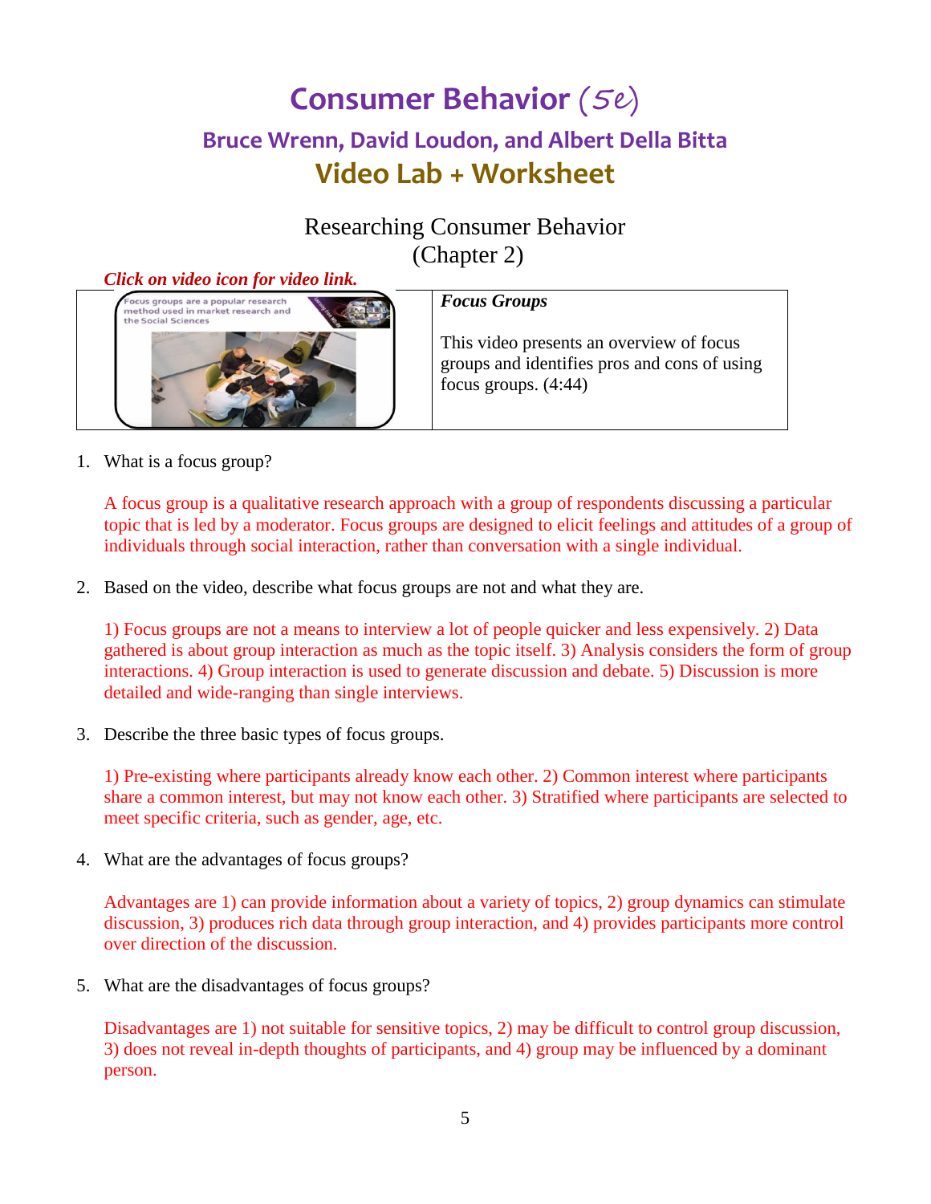# Consumer Behavior (5e)

## Bruce Wrenn, David Loudon, and Albert Della Bitta

## Video Lab + Worksheet

### Researching Consumer Behavior
### (Chapter 2)

***Click on video icon for video link.***

| | ***Focus Groups*** This video presents an overview of focus groups and identifies pros and cons of using focus groups. (4:44) |
|---|---|

1. What is a focus group?

   A focus group is a qualitative research approach with a group of respondents discussing a particular topic that is led by a moderator. Focus groups are designed to elicit feelings and attitudes of a group of individuals through social interaction, rather than conversation with a single individual.

2. Based on the video, describe what focus groups are not and what they are.

   1) Focus groups are not a means to interview a lot of people quicker and less expensively. 2) Data gathered is about group interaction as much as the topic itself. 3) Analysis considers the form of group interactions. 4) Group interaction is used to generate discussion and debate. 5) Discussion is more detailed and wide-ranging than single interviews.

3. Describe the three basic types of focus groups.

   1) Pre-existing where participants already know each other. 2) Common interest where participants share a common interest, but may not know each other. 3) Stratified where participants are selected to meet specific criteria, such as gender, age, etc.

4. What are the advantages of focus groups?

   Advantages are 1) can provide information about a variety of topics, 2) group dynamics can stimulate discussion, 3) produces rich data through group interaction, and 4) provides participants more control over direction of the discussion.

5. What are the disadvantages of focus groups?

   Disadvantages are 1) not suitable for sensitive topics, 2) may be difficult to control group discussion, 3) does not reveal in-depth thoughts of participants, and 4) group may be influenced by a dominant person.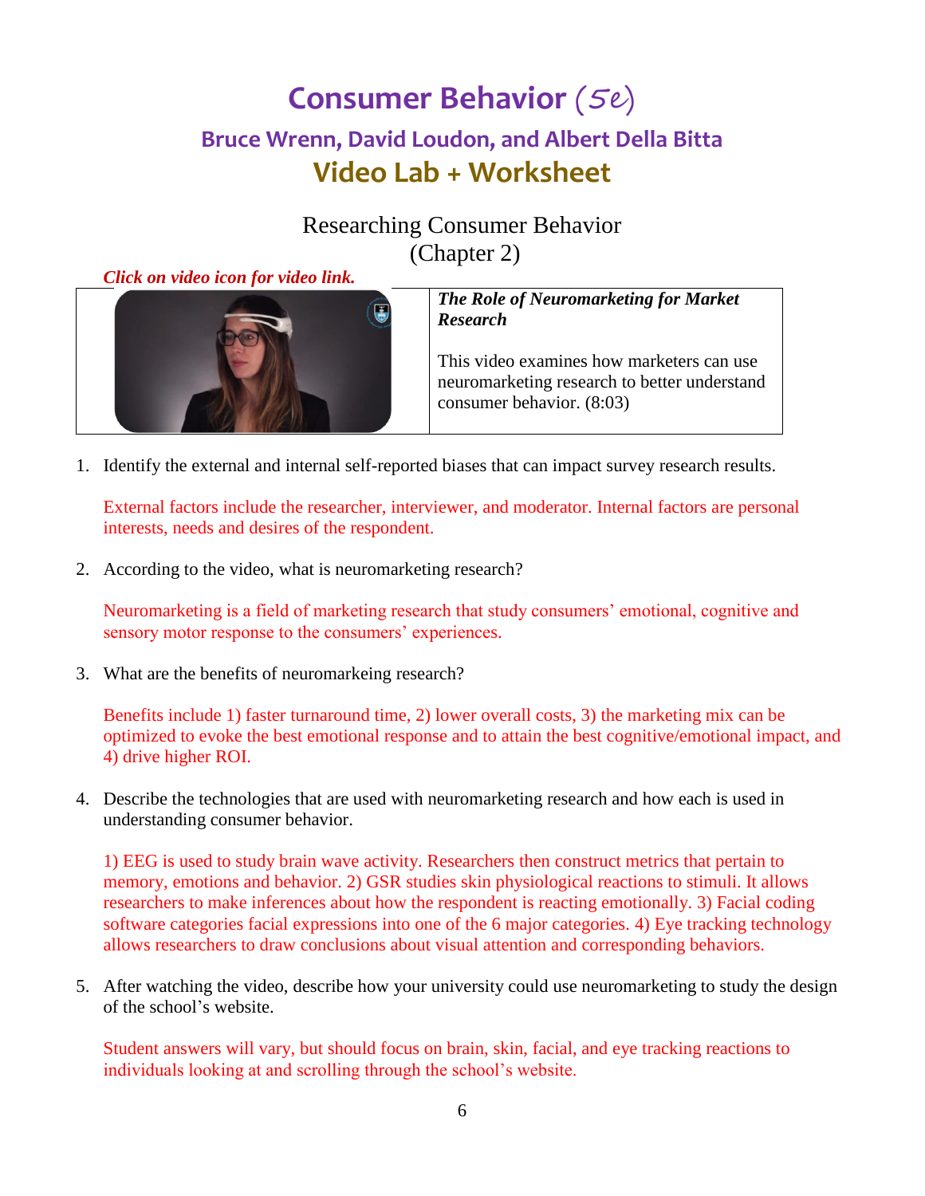# Consumer Behavior (5e)

## Bruce Wrenn, David Loudon, and Albert Della Bitta

## Video Lab + Worksheet

### Researching Consumer Behavior
### (Chapter 2)

***Click on video icon for video link.***

| | |
|---|---|
| | ***The Role of Neuromarketing for Market Research***<br><br>This video examines how marketers can use neuromarketing research to better understand consumer behavior. (8:03) |

1. Identify the external and internal self-reported biases that can impact survey research results.

   External factors include the researcher, interviewer, and moderator. Internal factors are personal interests, needs and desires of the respondent.

2. According to the video, what is neuromarketing research?

   Neuromarketing is a field of marketing research that study consumers' emotional, cognitive and sensory motor response to the consumers' experiences.

3. What are the benefits of neuromarkeing research?

   Benefits include 1) faster turnaround time, 2) lower overall costs, 3) the marketing mix can be optimized to evoke the best emotional response and to attain the best cognitive/emotional impact, and 4) drive higher ROI.

4. Describe the technologies that are used with neuromarketing research and how each is used in understanding consumer behavior.

   1) EEG is used to study brain wave activity. Researchers then construct metrics that pertain to memory, emotions and behavior. 2) GSR studies skin physiological reactions to stimuli. It allows researchers to make inferences about how the respondent is reacting emotionally. 3) Facial coding software categories facial expressions into one of the 6 major categories. 4) Eye tracking technology allows researchers to draw conclusions about visual attention and corresponding behaviors.

5. After watching the video, describe how your university could use neuromarketing to study the design of the school's website.

   Student answers will vary, but should focus on brain, skin, facial, and eye tracking reactions to individuals looking at and scrolling through the school's website.